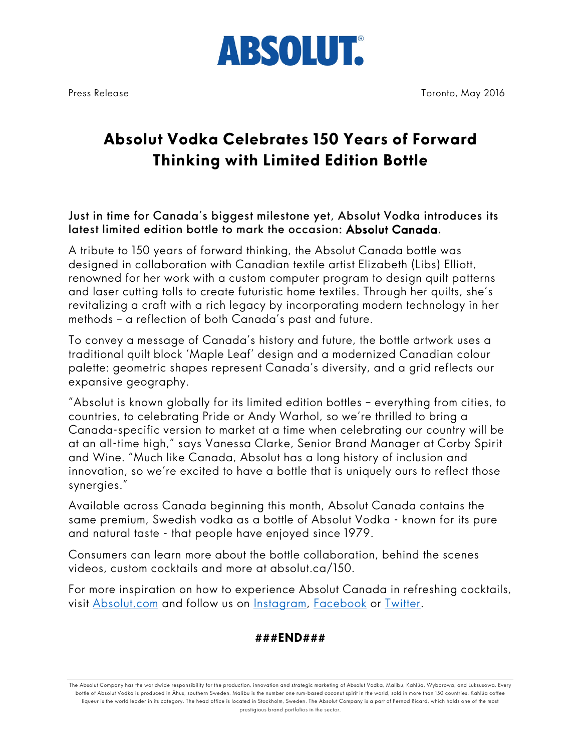**ABSOLUT.**

Press Release

Toronto, May 2016

# Absolut Vodka Celebrates 150 Years of Forward Thinking with Limited Edition Bottle

Just in time for Canada's biggest milestone yet, Absolut Vodka introduces its latest limited edition bottle to mark the occasion: **Absolut Canada**.

A tribute to 150 years of forward thinking, the Absolut Canada bottle was designed in collaboration with Canadian textile artist Elizabeth (Libs) Elliott, renowned for her work with a custom computer program to design quilt patterns and laser cutting tolls to create futuristic home textiles. Through her quilts, she's revitalizing a craft with a rich legacy by incorporating modern technology in her methods – a reflection of both Canada's past and future.

To convey a message of Canada's history and future, the bottle artwork uses a traditional quilt block 'Maple Leaf' design and a modernized Canadian colour palette: geometric shapes represent Canada's diversity, and a grid reflects our expansive geography.

"Absolut is known globally for its limited edition bottles – everything from cities, to countries, to celebrating Pride or Andy Warhol, so we're thrilled to bring a Canada-specific version to market at a time when celebrating our country will be at an all-time high," says Vanessa Clarke, Senior Brand Manager at Corby Spirit and Wine. "Much like Canada, Absolut has a long history of inclusion and innovation, so we're excited to have a bottle that is uniquely ours to reflect those synergies."

Available across Canada beginning this month, Absolut Canada contains the same premium, Swedish vodka as a bottle of Absolut Vodka - known for its pure and natural taste - that people have enjoyed since 1979.

Consumers can learn more about the bottle collaboration, behind the scenes videos, custom cocktails and more at absolut.ca/150.

For more inspiration on how to experience Absolut Canada in refreshing cocktails, visit Absolut.com and follow us on Instagram, Facebook or Twitter.

**###END###**

The Absolut Company has the worldwide responsibility for the production, innovation and strategic marketing of Absolut Vodka, Malibu, Kahlúa, Wyborowa, and Luksusowa. Every bottle of Absolut Vodka is produced in Åhus, southern Sweden. Malibu is the number one rum-based coconut spirit in the world, sold in more than 150 countries. Kahlúa coffee liqueur is the world leader in its category. The head office is located in Stockholm, Sweden. The Absolut Company is a part of Pernod Ricard, which holds one of the most prestigious brand portfolios in the sector.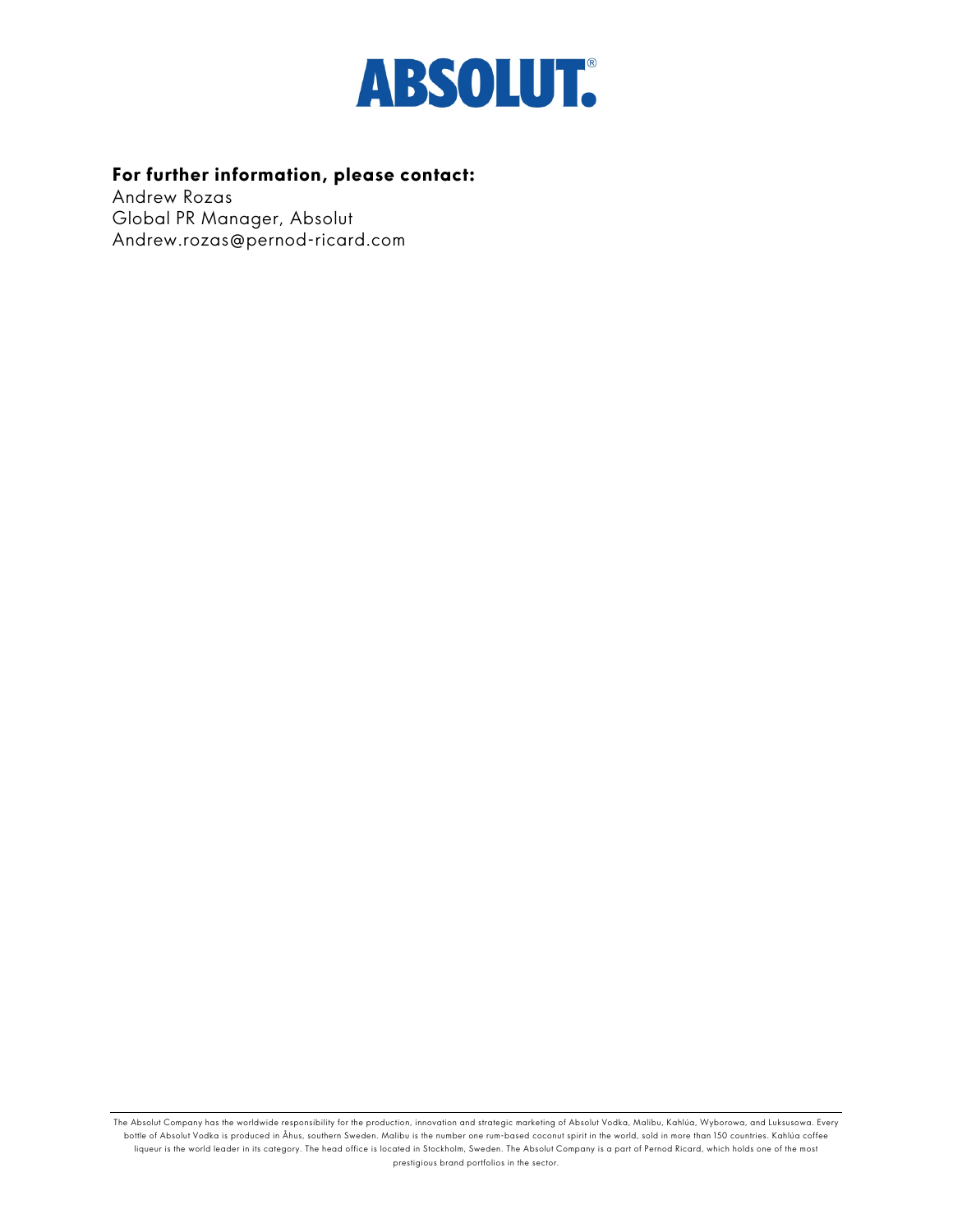ABSOLUT.®

**For further information, please contact:**
Andrew Rozas
Global PR Manager, Absolut
Andrew.rozas@pernod-ricard.com

The Absolut Company has the worldwide responsibility for the production, innovation and strategic marketing of Absolut Vodka, Malibu, Kahlúa, Wyborowa, and Luksusowa. Every bottle of Absolut Vodka is produced in Åhus, southern Sweden. Malibu is the number one rum-based coconut spirit in the world, sold in more than 150 countries. Kahlúa coffee liqueur is the world leader in its category. The head office is located in Stockholm, Sweden. The Absolut Company is a part of Pernod Ricard, which holds one of the most prestigious brand portfolios in the sector.